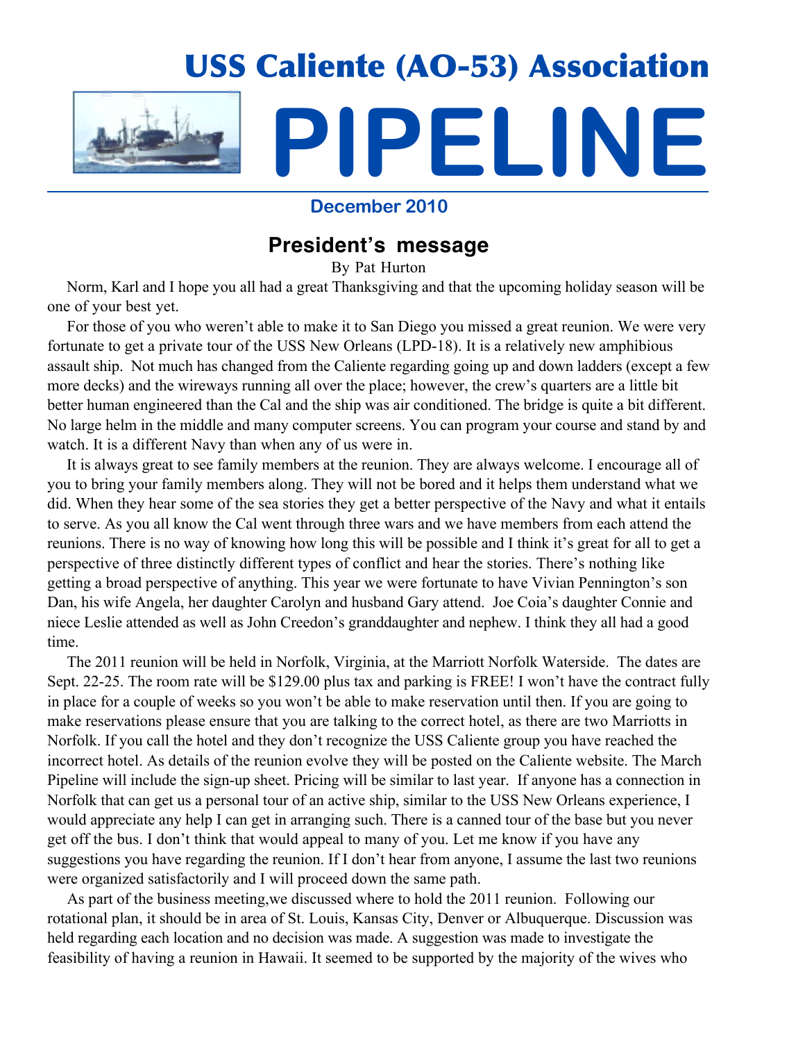# USS Caliente (AO-53) Association

# PIPELINE

**December 2010**

## President's message

By Pat Hurton

Norm, Karl and I hope you all had a great Thanksgiving and that the upcoming holiday season will be one of your best yet.

For those of you who weren't able to make it to San Diego you missed a great reunion. We were very fortunate to get a private tour of the USS New Orleans (LPD-18). It is a relatively new amphibious assault ship. Not much has changed from the Caliente regarding going up and down ladders (except a few more decks) and the wireways running all over the place; however, the crew's quarters are a little bit better human engineered than the Cal and the ship was air conditioned. The bridge is quite a bit different. No large helm in the middle and many computer screens. You can program your course and stand by and watch. It is a different Navy than when any of us were in.

It is always great to see family members at the reunion. They are always welcome. I encourage all of you to bring your family members along. They will not be bored and it helps them understand what we did. When they hear some of the sea stories they get a better perspective of the Navy and what it entails to serve. As you all know the Cal went through three wars and we have members from each attend the reunions. There is no way of knowing how long this will be possible and I think it's great for all to get a perspective of three distinctly different types of conflict and hear the stories. There's nothing like getting a broad perspective of anything. This year we were fortunate to have Vivian Pennington's son Dan, his wife Angela, her daughter Carolyn and husband Gary attend. Joe Coia's daughter Connie and niece Leslie attended as well as John Creedon's granddaughter and nephew. I think they all had a good time.

The 2011 reunion will be held in Norfolk, Virginia, at the Marriott Norfolk Waterside. The dates are Sept. 22-25. The room rate will be $129.00 plus tax and parking is FREE! I won't have the contract fully in place for a couple of weeks so you won't be able to make reservation until then. If you are going to make reservations please ensure that you are talking to the correct hotel, as there are two Marriotts in Norfolk. If you call the hotel and they don't recognize the USS Caliente group you have reached the incorrect hotel. As details of the reunion evolve they will be posted on the Caliente website. The March Pipeline will include the sign-up sheet. Pricing will be similar to last year. If anyone has a connection in Norfolk that can get us a personal tour of an active ship, similar to the USS New Orleans experience, I would appreciate any help I can get in arranging such. There is a canned tour of the base but you never get off the bus. I don't think that would appeal to many of you. Let me know if you have any suggestions you have regarding the reunion. If I don't hear from anyone, I assume the last two reunions were organized satisfactorily and I will proceed down the same path.

As part of the business meeting,we discussed where to hold the 2011 reunion. Following our rotational plan, it should be in area of St. Louis, Kansas City, Denver or Albuquerque. Discussion was held regarding each location and no decision was made. A suggestion was made to investigate the feasibility of having a reunion in Hawaii. It seemed to be supported by the majority of the wives who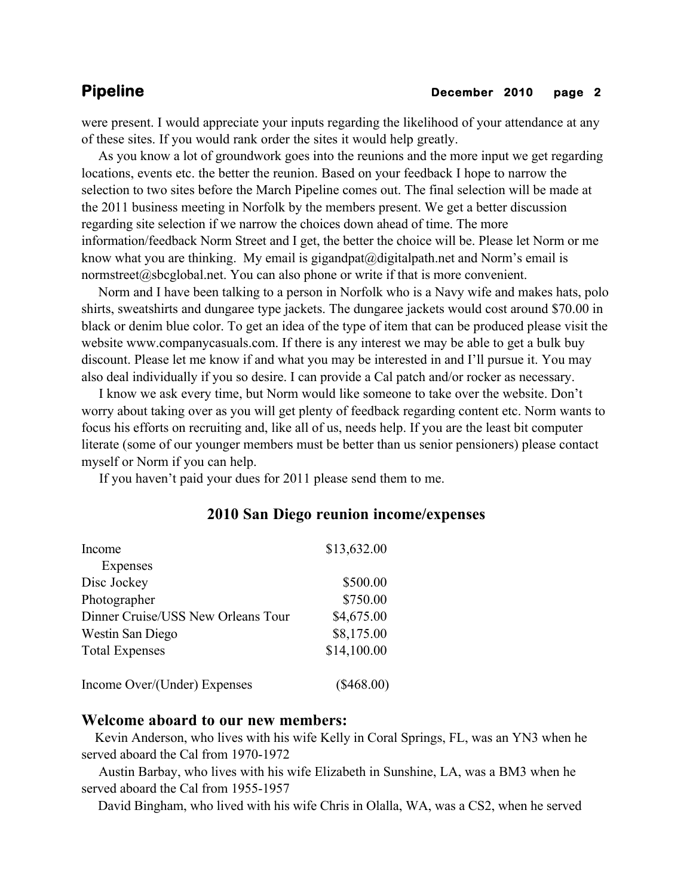were present. I would appreciate your inputs regarding the likelihood of your attendance at any of these sites. If you would rank order the sites it would help greatly.

As you know a lot of groundwork goes into the reunions and the more input we get regarding locations, events etc. the better the reunion. Based on your feedback I hope to narrow the selection to two sites before the March Pipeline comes out. The final selection will be made at the 2011 business meeting in Norfolk by the members present. We get a better discussion regarding site selection if we narrow the choices down ahead of time. The more information/feedback Norm Street and I get, the better the choice will be. Please let Norm or me know what you are thinking. My email is gigandpat@digitalpath.net and Norm's email is normstreet@sbcglobal.net. You can also phone or write if that is more convenient.

Norm and I have been talking to a person in Norfolk who is a Navy wife and makes hats, polo shirts, sweatshirts and dungaree type jackets. The dungaree jackets would cost around $70.00 in black or denim blue color. To get an idea of the type of item that can be produced please visit the website www.companycasuals.com. If there is any interest we may be able to get a bulk buy discount. Please let me know if and what you may be interested in and I'll pursue it. You may also deal individually if you so desire. I can provide a Cal patch and/or rocker as necessary.

I know we ask every time, but Norm would like someone to take over the website. Don't worry about taking over as you will get plenty of feedback regarding content etc. Norm wants to focus his efforts on recruiting and, like all of us, needs help. If you are the least bit computer literate (some of our younger members must be better than us senior pensioners) please contact myself or Norm if you can help.

If you haven't paid your dues for 2011 please send them to me.

## 2010 San Diego reunion income/expenses

| | |
|---|---|
| Income | $13,632.00 |
| Expenses | |
| Disc Jockey | $500.00 |
| Photographer | $750.00 |
| Dinner Cruise/USS New Orleans Tour | $4,675.00 |
| Westin San Diego | $8,175.00 |
| Total Expenses | $14,100.00 |
| | |
| Income Over/(Under) Expenses | ($468.00) |

## Welcome aboard to our new members:

Kevin Anderson, who lives with his wife Kelly in Coral Springs, FL, was an YN3 when he served aboard the Cal from 1970-1972

Austin Barbay, who lives with his wife Elizabeth in Sunshine, LA, was a BM3 when he served aboard the Cal from 1955-1957

David Bingham, who lived with his wife Chris in Olalla, WA, was a CS2, when he served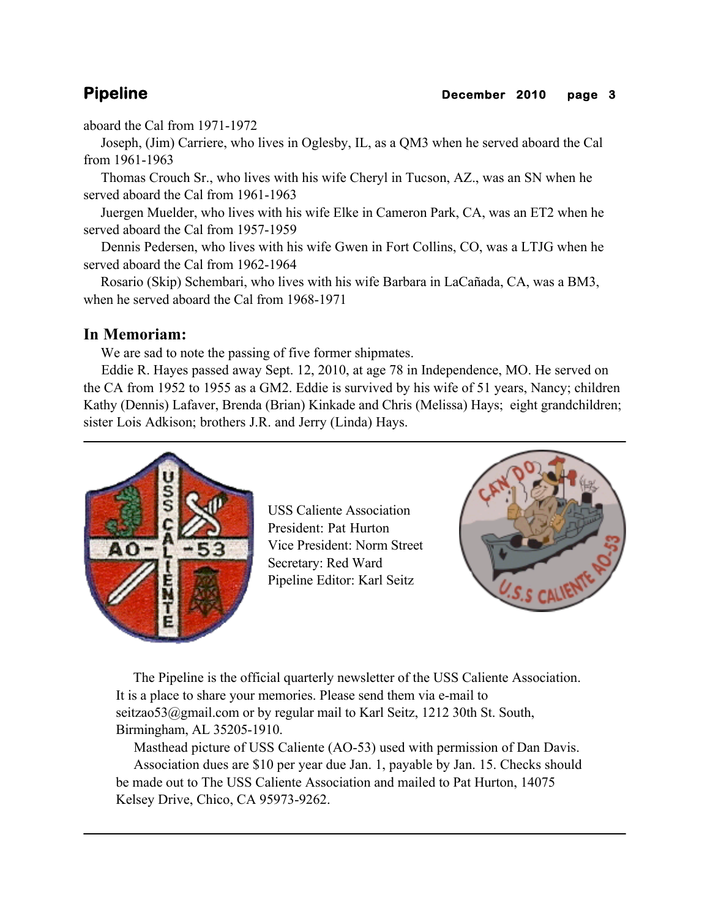aboard the Cal from 1971-1972

Joseph, (Jim) Carriere, who lives in Oglesby, IL, as a QM3 when he served aboard the Cal from 1961-1963

Thomas Crouch Sr., who lives with his wife Cheryl in Tucson, AZ., was an SN when he served aboard the Cal from 1961-1963

Juergen Muelder, who lives with his wife Elke in Cameron Park, CA, was an ET2 when he served aboard the Cal from 1957-1959

Dennis Pedersen, who lives with his wife Gwen in Fort Collins, CO, was a LTJG when he served aboard the Cal from 1962-1964

Rosario (Skip) Schembari, who lives with his wife Barbara in LaCañada, CA, was a BM3, when he served aboard the Cal from 1968-1971

## In Memoriam:

We are sad to note the passing of five former shipmates.

Eddie R. Hayes passed away Sept. 12, 2010, at age 78 in Independence, MO. He served on the CA from 1952 to 1955 as a GM2. Eddie is survived by his wife of 51 years, Nancy; children Kathy (Dennis) Lafaver, Brenda (Brian) Kinkade and Chris (Melissa) Hays; eight grandchildren; sister Lois Adkison; brothers J.R. and Jerry (Linda) Hays.

---

USS Caliente Association
President: Pat Hurton
Vice President: Norm Street
Secretary: Red Ward
Pipeline Editor: Karl Seitz

The Pipeline is the official quarterly newsletter of the USS Caliente Association. It is a place to share your memories. Please send them via e-mail to seitzao53@gmail.com or by regular mail to Karl Seitz, 1212 30th St. South, Birmingham, AL 35205-1910.

Masthead picture of USS Caliente (AO-53) used with permission of Dan Davis.

Association dues are $10 per year due Jan. 1, payable by Jan. 15. Checks should be made out to The USS Caliente Association and mailed to Pat Hurton, 14075 Kelsey Drive, Chico, CA 95973-9262.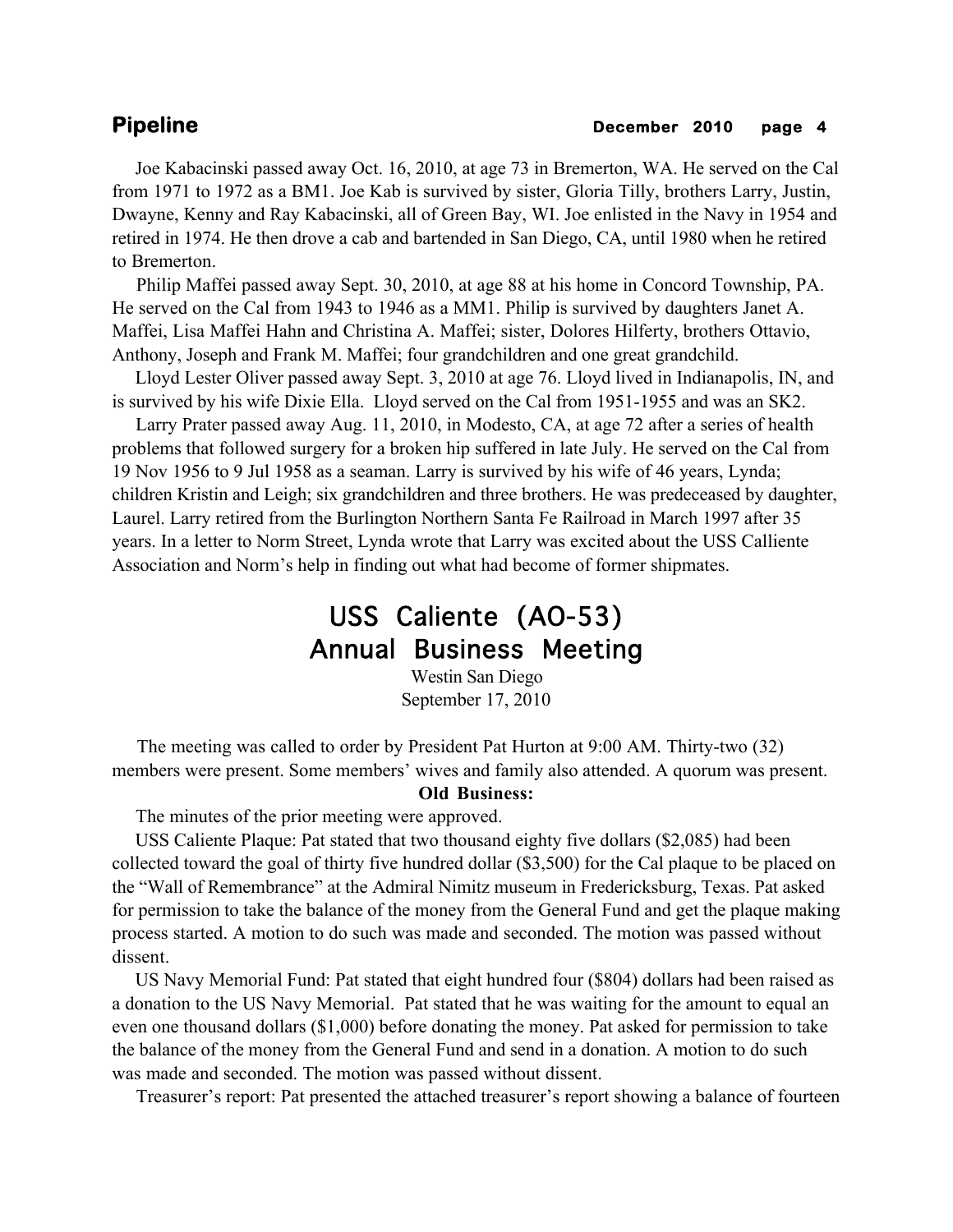Joe Kabacinski passed away Oct. 16, 2010, at age 73 in Bremerton, WA. He served on the Cal from 1971 to 1972 as a BM1. Joe Kab is survived by sister, Gloria Tilly, brothers Larry, Justin, Dwayne, Kenny and Ray Kabacinski, all of Green Bay, WI. Joe enlisted in the Navy in 1954 and retired in 1974. He then drove a cab and bartended in San Diego, CA, until 1980 when he retired to Bremerton.

Philip Maffei passed away Sept. 30, 2010, at age 88 at his home in Concord Township, PA. He served on the Cal from 1943 to 1946 as a MM1. Philip is survived by daughters Janet A. Maffei, Lisa Maffei Hahn and Christina A. Maffei; sister, Dolores Hilferty, brothers Ottavio, Anthony, Joseph and Frank M. Maffei; four grandchildren and one great grandchild.

Lloyd Lester Oliver passed away Sept. 3, 2010 at age 76. Lloyd lived in Indianapolis, IN, and is survived by his wife Dixie Ella. Lloyd served on the Cal from 1951-1955 and was an SK2.

Larry Prater passed away Aug. 11, 2010, in Modesto, CA, at age 72 after a series of health problems that followed surgery for a broken hip suffered in late July. He served on the Cal from 19 Nov 1956 to 9 Jul 1958 as a seaman. Larry is survived by his wife of 46 years, Lynda; children Kristin and Leigh; six grandchildren and three brothers. He was predeceased by daughter, Laurel. Larry retired from the Burlington Northern Santa Fe Railroad in March 1997 after 35 years. In a letter to Norm Street, Lynda wrote that Larry was excited about the USS Calliente Association and Norm's help in finding out what had become of former shipmates.

## USS Caliente (AO-53) Annual Business Meeting

Westin San Diego
September 17, 2010

The meeting was called to order by President Pat Hurton at 9:00 AM. Thirty-two (32) members were present. Some members' wives and family also attended. A quorum was present.

**Old Business:**

The minutes of the prior meeting were approved.

USS Caliente Plaque: Pat stated that two thousand eighty five dollars ($2,085) had been collected toward the goal of thirty five hundred dollar ($3,500) for the Cal plaque to be placed on the "Wall of Remembrance" at the Admiral Nimitz museum in Fredericksburg, Texas. Pat asked for permission to take the balance of the money from the General Fund and get the plaque making process started. A motion to do such was made and seconded. The motion was passed without dissent.

US Navy Memorial Fund: Pat stated that eight hundred four ($804) dollars had been raised as a donation to the US Navy Memorial. Pat stated that he was waiting for the amount to equal an even one thousand dollars ($1,000) before donating the money. Pat asked for permission to take the balance of the money from the General Fund and send in a donation. A motion to do such was made and seconded. The motion was passed without dissent.

Treasurer's report: Pat presented the attached treasurer's report showing a balance of fourteen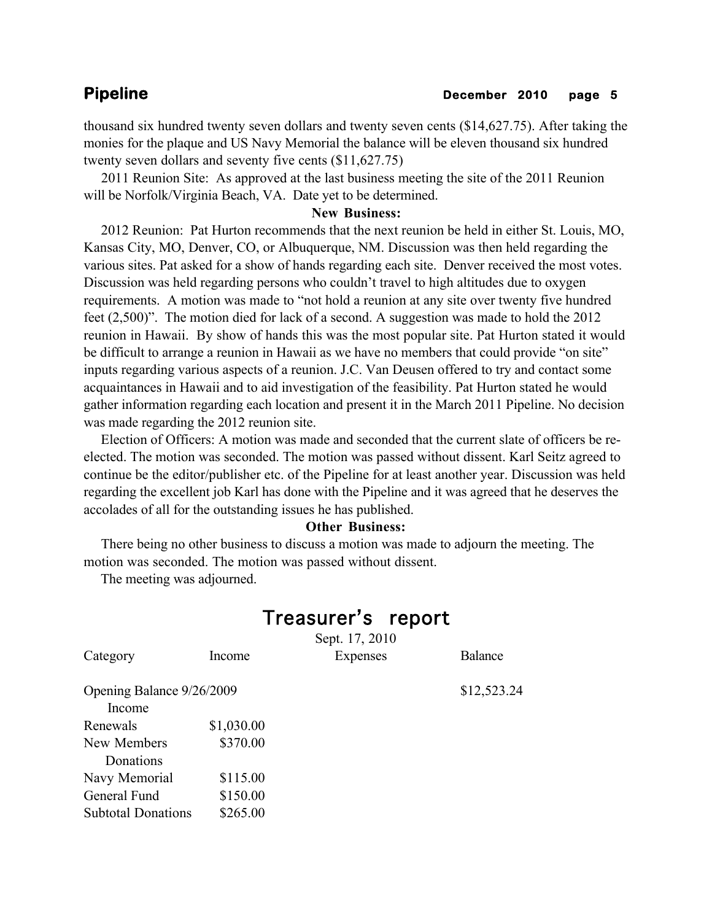thousand six hundred twenty seven dollars and twenty seven cents ($14,627.75). After taking the monies for the plaque and US Navy Memorial the balance will be eleven thousand six hundred twenty seven dollars and seventy five cents ($11,627.75)

2011 Reunion Site: As approved at the last business meeting the site of the 2011 Reunion will be Norfolk/Virginia Beach, VA. Date yet to be determined.

**New Business:**

2012 Reunion: Pat Hurton recommends that the next reunion be held in either St. Louis, MO, Kansas City, MO, Denver, CO, or Albuquerque, NM. Discussion was then held regarding the various sites. Pat asked for a show of hands regarding each site. Denver received the most votes. Discussion was held regarding persons who couldn't travel to high altitudes due to oxygen requirements. A motion was made to "not hold a reunion at any site over twenty five hundred feet (2,500)". The motion died for lack of a second. A suggestion was made to hold the 2012 reunion in Hawaii. By show of hands this was the most popular site. Pat Hurton stated it would be difficult to arrange a reunion in Hawaii as we have no members that could provide "on site" inputs regarding various aspects of a reunion. J.C. Van Deusen offered to try and contact some acquaintances in Hawaii and to aid investigation of the feasibility. Pat Hurton stated he would gather information regarding each location and present it in the March 2011 Pipeline. No decision was made regarding the 2012 reunion site.

Election of Officers: A motion was made and seconded that the current slate of officers be re-elected. The motion was seconded. The motion was passed without dissent. Karl Seitz agreed to continue be the editor/publisher etc. of the Pipeline for at least another year. Discussion was held regarding the excellent job Karl has done with the Pipeline and it was agreed that he deserves the accolades of all for the outstanding issues he has published.

**Other Business:**

There being no other business to discuss a motion was made to adjourn the meeting. The motion was seconded. The motion was passed without dissent.

The meeting was adjourned.

## Treasurer's report

Sept. 17, 2010

| Category | Income | Expenses | Balance |
|---|---|---|---|
| Opening Balance 9/26/2009 | | | $12,523.24 |
| Income | | | |
| Renewals | $1,030.00 | | |
| New Members | $370.00 | | |
| Donations | | | |
| Navy Memorial | $115.00 | | |
| General Fund | $150.00 | | |
| Subtotal Donations | $265.00 | | |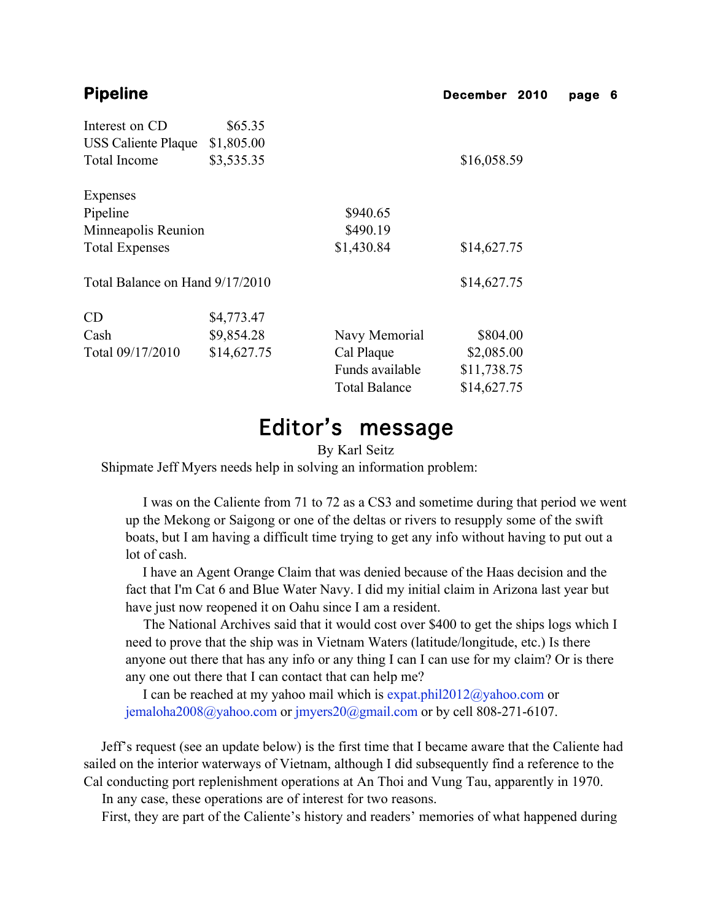| | | | |
|---|---|---|---|
| Interest on CD | $65.35 | | |
| USS Caliente Plaque | $1,805.00 | | |
| Total Income | $3,535.35 | | $16,058.59 |
| | | | |
| Expenses | | | |
| Pipeline | | $940.65 | |
| Minneapolis Reunion | | $490.19 | |
| Total Expenses | | $1,430.84 | $14,627.75 |
| | | | |
| Total Balance on Hand 9/17/2010 | | | $14,627.75 |
| | | | |
| CD | $4,773.47 | | |
| Cash | $9,854.28 | Navy Memorial | $804.00 |
| Total 09/17/2010 | $14,627.75 | Cal Plaque | $2,085.00 |
| | | Funds available | $11,738.75 |
| | | Total Balance | $14,627.75 |

# Editor's message

By Karl Seitz

Shipmate Jeff Myers needs help in solving an information problem:

> I was on the Caliente from 71 to 72 as a CS3 and sometime during that period we went up the Mekong or Saigong or one of the deltas or rivers to resupply some of the swift boats, but I am having a difficult time trying to get any info without having to put out a lot of cash.
>
> I have an Agent Orange Claim that was denied because of the Haas decision and the fact that I'm Cat 6 and Blue Water Navy. I did my initial claim in Arizona last year but have just now reopened it on Oahu since I am a resident.
>
> The National Archives said that it would cost over $400 to get the ships logs which I need to prove that the ship was in Vietnam Waters (latitude/longitude, etc.) Is there anyone out there that has any info or any thing I can I can use for my claim? Or is there any one out there that I can contact that can help me?
>
> I can be reached at my yahoo mail which is expat.phil2012@yahoo.com or jemaloha2008@yahoo.com or jmyers20@gmail.com or by cell 808-271-6107.

Jeff's request (see an update below) is the first time that I became aware that the Caliente had sailed on the interior waterways of Vietnam, although I did subsequently find a reference to the Cal conducting port replenishment operations at An Thoi and Vung Tau, apparently in 1970.

In any case, these operations are of interest for two reasons.

First, they are part of the Caliente's history and readers' memories of what happened during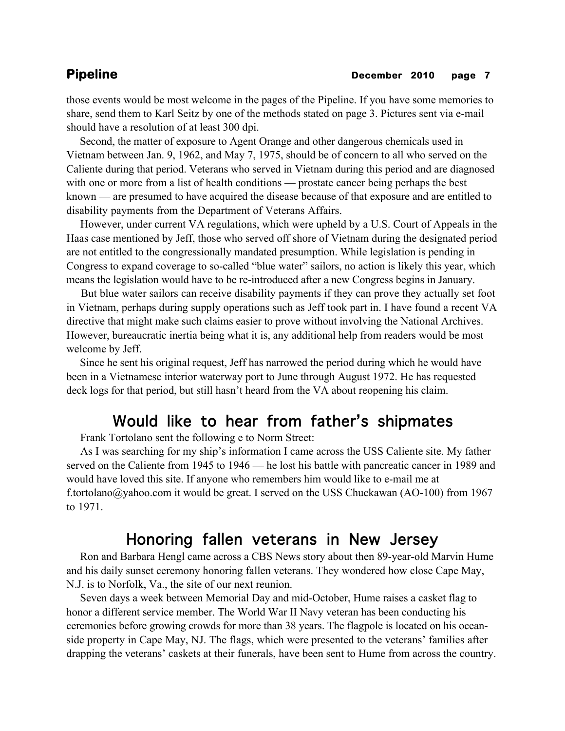those events would be most welcome in the pages of the Pipeline. If you have some memories to share, send them to Karl Seitz by one of the methods stated on page 3. Pictures sent via e-mail should have a resolution of at least 300 dpi.

Second, the matter of exposure to Agent Orange and other dangerous chemicals used in Vietnam between Jan. 9, 1962, and May 7, 1975, should be of concern to all who served on the Caliente during that period. Veterans who served in Vietnam during this period and are diagnosed with one or more from a list of health conditions — prostate cancer being perhaps the best known — are presumed to have acquired the disease because of that exposure and are entitled to disability payments from the Department of Veterans Affairs.

However, under current VA regulations, which were upheld by a U.S. Court of Appeals in the Haas case mentioned by Jeff, those who served off shore of Vietnam during the designated period are not entitled to the congressionally mandated presumption. While legislation is pending in Congress to expand coverage to so-called "blue water" sailors, no action is likely this year, which means the legislation would have to be re-introduced after a new Congress begins in January.

But blue water sailors can receive disability payments if they can prove they actually set foot in Vietnam, perhaps during supply operations such as Jeff took part in. I have found a recent VA directive that might make such claims easier to prove without involving the National Archives. However, bureaucratic inertia being what it is, any additional help from readers would be most welcome by Jeff.

Since he sent his original request, Jeff has narrowed the period during which he would have been in a Vietnamese interior waterway port to June through August 1972. He has requested deck logs for that period, but still hasn't heard from the VA about reopening his claim.

## Would like to hear from father's shipmates

Frank Tortolano sent the following e to Norm Street:

As I was searching for my ship's information I came across the USS Caliente site. My father served on the Caliente from 1945 to 1946 — he lost his battle with pancreatic cancer in 1989 and would have loved this site. If anyone who remembers him would like to e-mail me at f.tortolano@yahoo.com it would be great. I served on the USS Chuckawan (AO-100) from 1967 to 1971.

## Honoring fallen veterans in New Jersey

Ron and Barbara Hengl came across a CBS News story about then 89-year-old Marvin Hume and his daily sunset ceremony honoring fallen veterans. They wondered how close Cape May, N.J. is to Norfolk, Va., the site of our next reunion.

Seven days a week between Memorial Day and mid-October, Hume raises a casket flag to honor a different service member. The World War II Navy veteran has been conducting his ceremonies before growing crowds for more than 38 years. The flagpole is located on his ocean-side property in Cape May, NJ. The flags, which were presented to the veterans' families after drapping the veterans' caskets at their funerals, have been sent to Hume from across the country.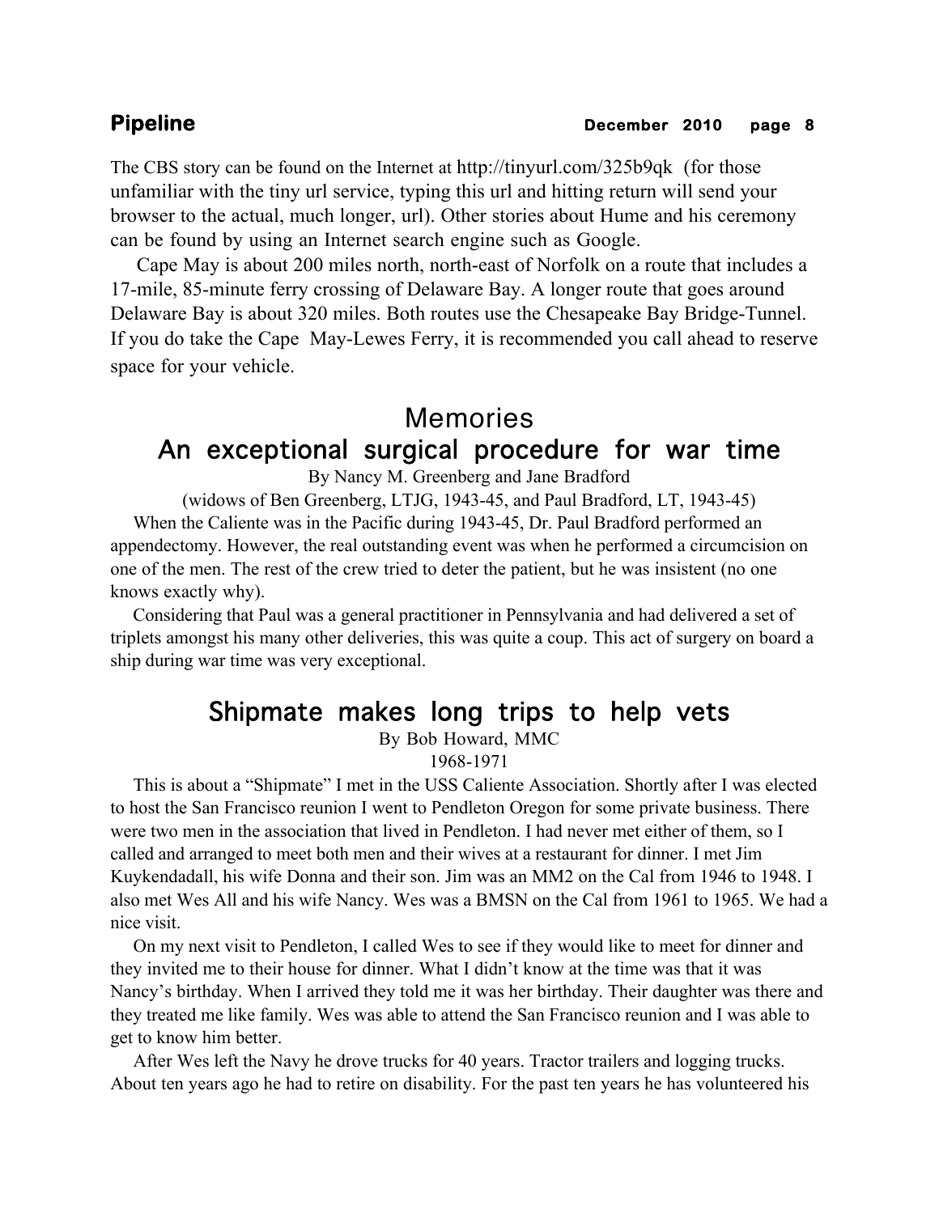The CBS story can be found on the Internet at http://tinyurl.com/325b9qk (for those unfamiliar with the tiny url service, typing this url and hitting return will send your browser to the actual, much longer, url). Other stories about Hume and his ceremony can be found by using an Internet search engine such as Google.

Cape May is about 200 miles north, north-east of Norfolk on a route that includes a 17-mile, 85-minute ferry crossing of Delaware Bay. A longer route that goes around Delaware Bay is about 320 miles. Both routes use the Chesapeake Bay Bridge-Tunnel. If you do take the Cape May-Lewes Ferry, it is recommended you call ahead to reserve space for your vehicle.

# Memories

## An exceptional surgical procedure for war time

By Nancy M. Greenberg and Jane Bradford

(widows of Ben Greenberg, LTJG, 1943-45, and Paul Bradford, LT, 1943-45)

When the Caliente was in the Pacific during 1943-45, Dr. Paul Bradford performed an appendectomy. However, the real outstanding event was when he performed a circumcision on one of the men. The rest of the crew tried to deter the patient, but he was insistent (no one knows exactly why).

Considering that Paul was a general practitioner in Pennsylvania and had delivered a set of triplets amongst his many other deliveries, this was quite a coup. This act of surgery on board a ship during war time was very exceptional.

## Shipmate makes long trips to help vets

By Bob Howard, MMC

1968-1971

This is about a "Shipmate" I met in the USS Caliente Association. Shortly after I was elected to host the San Francisco reunion I went to Pendleton Oregon for some private business. There were two men in the association that lived in Pendleton. I had never met either of them, so I called and arranged to meet both men and their wives at a restaurant for dinner. I met Jim Kuykendadall, his wife Donna and their son. Jim was an MM2 on the Cal from 1946 to 1948. I also met Wes All and his wife Nancy. Wes was a BMSN on the Cal from 1961 to 1965. We had a nice visit.

On my next visit to Pendleton, I called Wes to see if they would like to meet for dinner and they invited me to their house for dinner. What I didn't know at the time was that it was Nancy's birthday. When I arrived they told me it was her birthday. Their daughter was there and they treated me like family. Wes was able to attend the San Francisco reunion and I was able to get to know him better.

After Wes left the Navy he drove trucks for 40 years. Tractor trailers and logging trucks. About ten years ago he had to retire on disability. For the past ten years he has volunteered his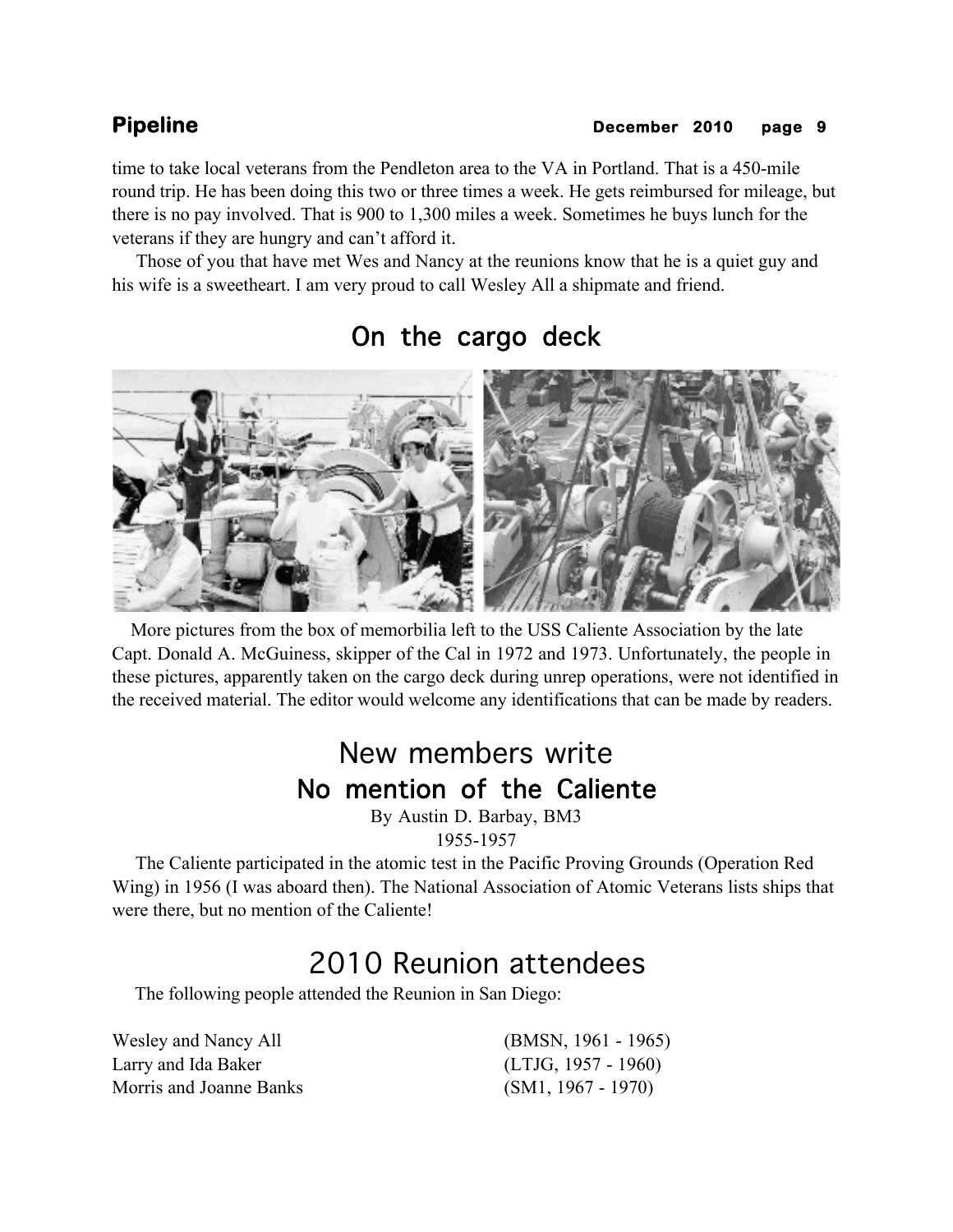time to take local veterans from the Pendleton area to the VA in Portland. That is a 450-mile round trip. He has been doing this two or three times a week. He gets reimbursed for mileage, but there is no pay involved. That is 900 to 1,300 miles a week. Sometimes he buys lunch for the veterans if they are hungry and can't afford it.

Those of you that have met Wes and Nancy at the reunions know that he is a quiet guy and his wife is a sweetheart. I am very proud to call Wesley All a shipmate and friend.

## On the cargo deck

More pictures from the box of memorbilia left to the USS Caliente Association by the late Capt. Donald A. McGuiness, skipper of the Cal in 1972 and 1973. Unfortunately, the people in these pictures, apparently taken on the cargo deck during unrep operations, were not identified in the received material. The editor would welcome any identifications that can be made by readers.

## New members write

### No mention of the Caliente

By Austin D. Barbay, BM3
1955-1957

The Caliente participated in the atomic test in the Pacific Proving Grounds (Operation Red Wing) in 1956 (I was aboard then). The National Association of Atomic Veterans lists ships that were there, but no mention of the Caliente!

## 2010 Reunion attendees

The following people attended the Reunion in San Diego:

| | |
|---|---|
| Wesley and Nancy All | (BMSN, 1961 - 1965) |
| Larry and Ida Baker | (LTJG, 1957 - 1960) |
| Morris and Joanne Banks | (SM1, 1967 - 1970) |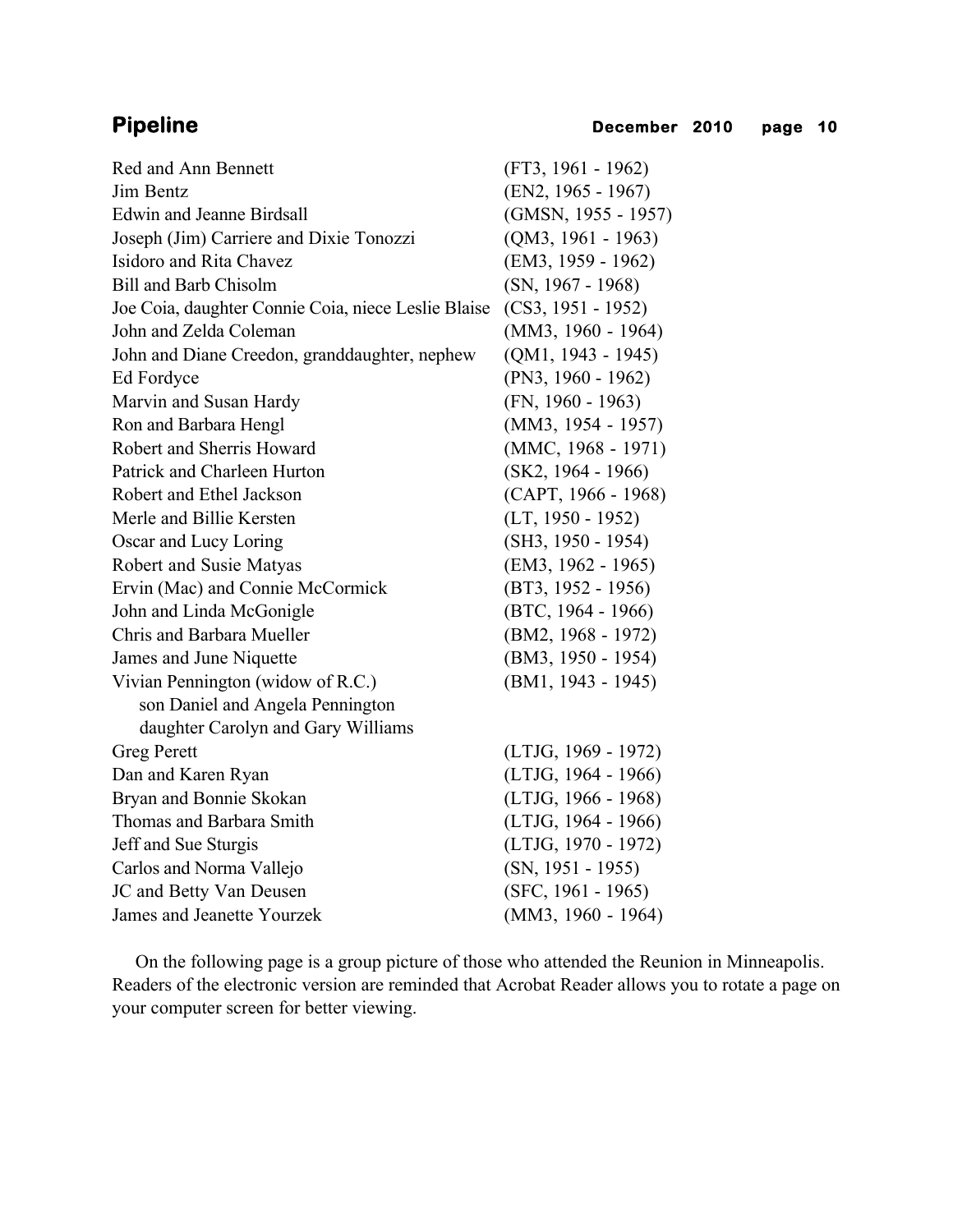| | |
|---|---|
| Red and Ann Bennett | (FT3, 1961 - 1962) |
| Jim Bentz | (EN2, 1965 - 1967) |
| Edwin and Jeanne Birdsall | (GMSN, 1955 - 1957) |
| Joseph (Jim) Carriere and Dixie Tonozzi | (QM3, 1961 - 1963) |
| Isidoro and Rita Chavez | (EM3, 1959 - 1962) |
| Bill and Barb Chisolm | (SN, 1967 - 1968) |
| Joe Coia, daughter Connie Coia, niece Leslie Blaise | (CS3, 1951 - 1952) |
| John and Zelda Coleman | (MM3, 1960 - 1964) |
| John and Diane Creedon, granddaughter, nephew | (QM1, 1943 - 1945) |
| Ed Fordyce | (PN3, 1960 - 1962) |
| Marvin and Susan Hardy | (FN, 1960 - 1963) |
| Ron and Barbara Hengl | (MM3, 1954 - 1957) |
| Robert and Sherris Howard | (MMC, 1968 - 1971) |
| Patrick and Charleen Hurton | (SK2, 1964 - 1966) |
| Robert and Ethel Jackson | (CAPT, 1966 - 1968) |
| Merle and Billie Kersten | (LT, 1950 - 1952) |
| Oscar and Lucy Loring | (SH3, 1950 - 1954) |
| Robert and Susie Matyas | (EM3, 1962 - 1965) |
| Ervin (Mac) and Connie McCormick | (BT3, 1952 - 1956) |
| John and Linda McGonigle | (BTC, 1964 - 1966) |
| Chris and Barbara Mueller | (BM2, 1968 - 1972) |
| James and June Niquette | (BM3, 1950 - 1954) |
| Vivian Pennington (widow of R.C.) | (BM1, 1943 - 1945) |
| son Daniel and Angela Pennington | |
| daughter Carolyn and Gary Williams | |
| Greg Perett | (LTJG, 1969 - 1972) |
| Dan and Karen Ryan | (LTJG, 1964 - 1966) |
| Bryan and Bonnie Skokan | (LTJG, 1966 - 1968) |
| Thomas and Barbara Smith | (LTJG, 1964 - 1966) |
| Jeff and Sue Sturgis | (LTJG, 1970 - 1972) |
| Carlos and Norma Vallejo | (SN, 1951 - 1955) |
| JC and Betty Van Deusen | (SFC, 1961 - 1965) |
| James and Jeanette Yourzek | (MM3, 1960 - 1964) |

On the following page is a group picture of those who attended the Reunion in Minneapolis. Readers of the electronic version are reminded that Acrobat Reader allows you to rotate a page on your computer screen for better viewing.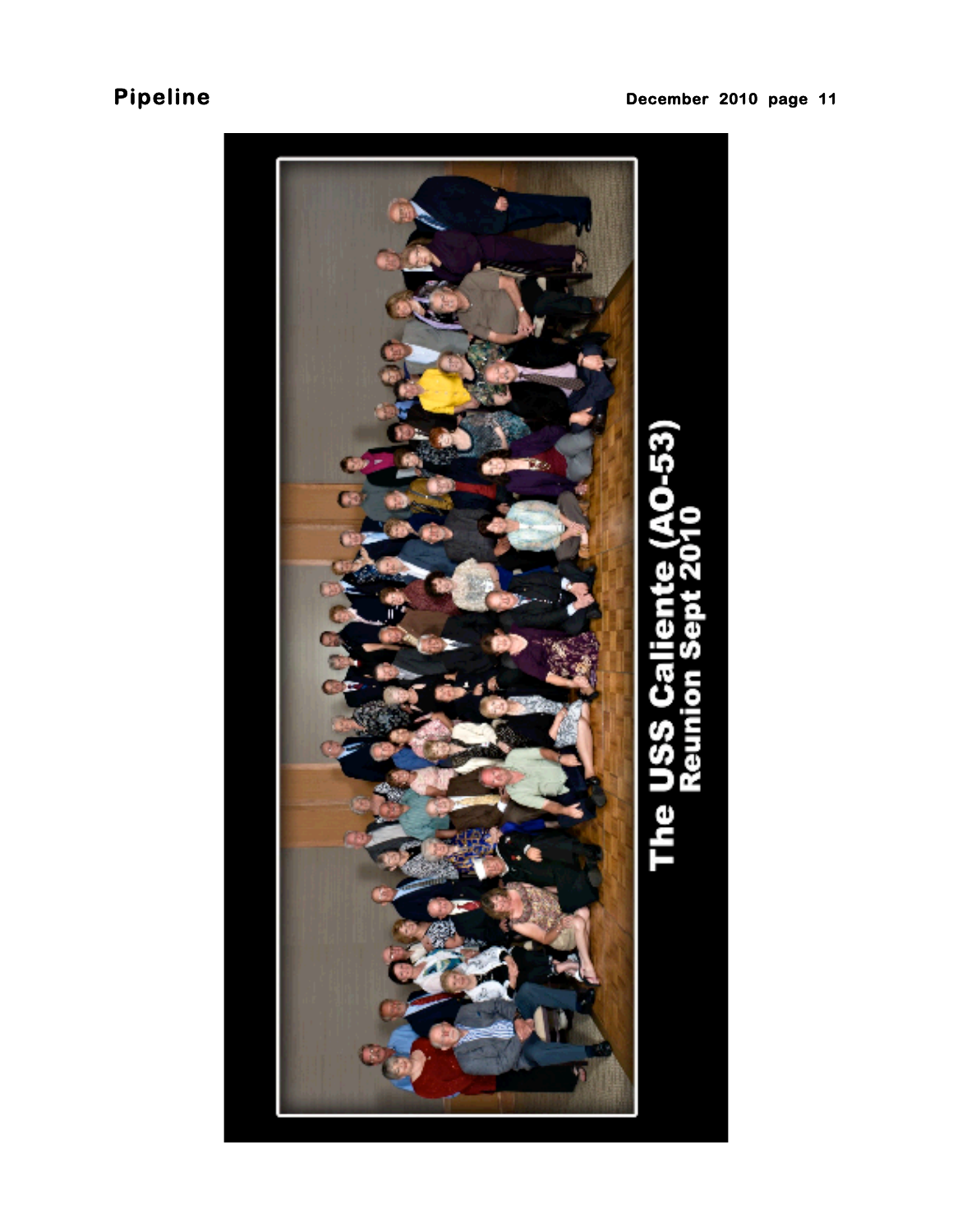The USS Caliente (AO-53)
Reunion Sept 2010